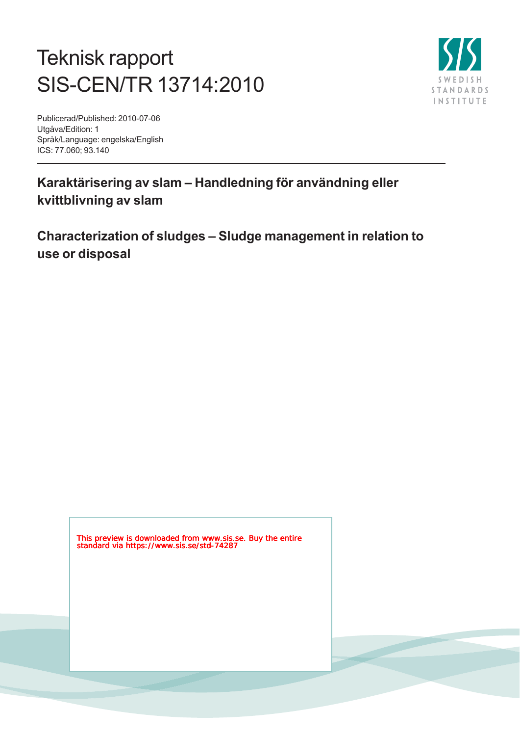# Teknisk rapport
# SIS-CEN/TR 13714:2010

Publicerad/Published: 2010-07-06
Utgåva/Edition: 1
Språk/Language: engelska/English
ICS: 77.060; 93.140

---

## Karaktärisering av slam – Handledning för användning eller kvittblivning av slam

## Characterization of sludges – Sludge management in relation to use or disposal

This preview is downloaded from www.sis.se. Buy the entire standard via https://www.sis.se/std-74287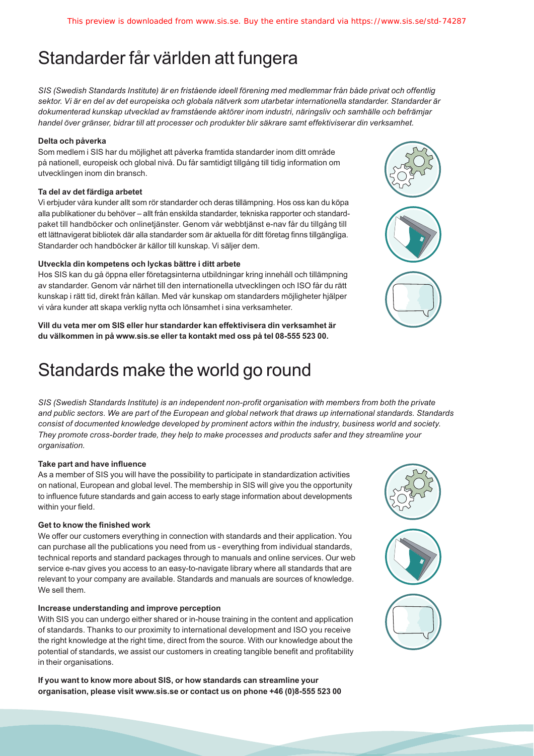# Standarder får världen att fungera

*SIS (Swedish Standards Institute) är en fristående ideell förening med medlemmar från både privat och offentlig sektor. Vi är en del av det europeiska och globala nätverk som utarbetar internationella standarder. Standarder är dokumenterad kunskap utvecklad av framstående aktörer inom industri, näringsliv och samhälle och befrämjar handel över gränser, bidrar till att processer och produkter blir säkrare samt effektiviserar din verksamhet.*

**Delta och påverka**

Som medlem i SIS har du möjlighet att påverka framtida standarder inom ditt område på nationell, europeisk och global nivå. Du får samtidigt tillgång till tidig information om utvecklingen inom din bransch.

**Ta del av det färdiga arbetet**

Vi erbjuder våra kunder allt som rör standarder och deras tillämpning. Hos oss kan du köpa alla publikationer du behöver – allt från enskilda standarder, tekniska rapporter och standardpaket till handböcker och onlinetjänster. Genom vår webbtjänst e-nav får du tillgång till ett lättnavigerat bibliotek där alla standarder som är aktuella för ditt företag finns tillgängliga. Standarder och handböcker är källor till kunskap. Vi säljer dem.

**Utveckla din kompetens och lyckas bättre i ditt arbete**

Hos SIS kan du gå öppna eller företagsinterna utbildningar kring innehåll och tillämpning av standarder. Genom vår närhet till den internationella utvecklingen och ISO får du rätt kunskap i rätt tid, direkt från källan. Med vår kunskap om standarders möjligheter hjälper vi våra kunder att skapa verklig nytta och lönsamhet i sina verksamheter.

**Vill du veta mer om SIS eller hur standarder kan effektivisera din verksamhet är du välkommen in på www.sis.se eller ta kontakt med oss på tel 08-555 523 00.**

# Standards make the world go round

*SIS (Swedish Standards Institute) is an independent non-profit organisation with members from both the private and public sectors. We are part of the European and global network that draws up international standards. Standards consist of documented knowledge developed by prominent actors within the industry, business world and society. They promote cross-border trade, they help to make processes and products safer and they streamline your organisation.*

**Take part and have influence**

As a member of SIS you will have the possibility to participate in standardization activities on national, European and global level. The membership in SIS will give you the opportunity to influence future standards and gain access to early stage information about developments within your field.

**Get to know the finished work**

We offer our customers everything in connection with standards and their application. You can purchase all the publications you need from us - everything from individual standards, technical reports and standard packages through to manuals and online services. Our web service e-nav gives you access to an easy-to-navigate library where all standards that are relevant to your company are available. Standards and manuals are sources of knowledge. We sell them.

**Increase understanding and improve perception**

With SIS you can undergo either shared or in-house training in the content and application of standards. Thanks to our proximity to international development and ISO you receive the right knowledge at the right time, direct from the source. With our knowledge about the potential of standards, we assist our customers in creating tangible benefit and profitability in their organisations.

**If you want to know more about SIS, or how standards can streamline your organisation, please visit www.sis.se or contact us on phone +46 (0)8-555 523 00**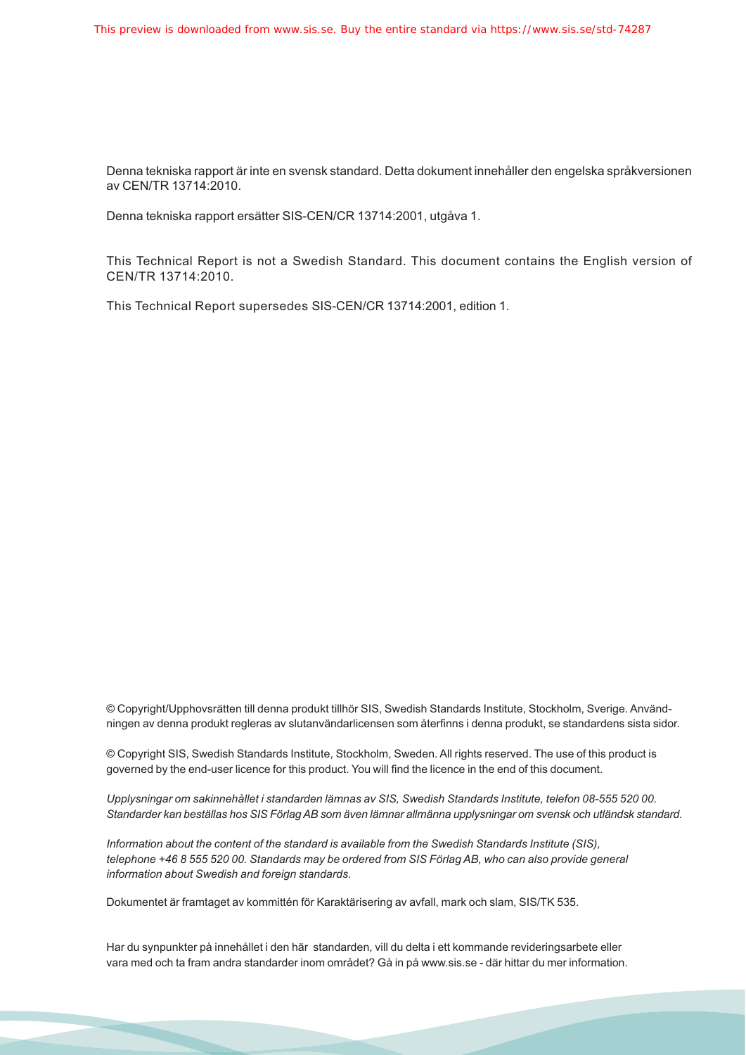This preview is downloaded from www.sis.se. Buy the entire standard via https://www.sis.se/std-74287

Denna tekniska rapport är inte en svensk standard. Detta dokument innehåller den engelska språkversionen av CEN/TR 13714:2010.

Denna tekniska rapport ersätter SIS-CEN/CR 13714:2001, utgåva 1.

This Technical Report is not a Swedish Standard. This document contains the English version of CEN/TR 13714:2010.

This Technical Report supersedes SIS-CEN/CR 13714:2001, edition 1.

© Copyright/Upphovsrätten till denna produkt tillhör SIS, Swedish Standards Institute, Stockholm, Sverige. Användningen av denna produkt regleras av slutanvändarlicensen som återfinns i denna produkt, se standardens sista sidor.

© Copyright SIS, Swedish Standards Institute, Stockholm, Sweden. All rights reserved. The use of this product is governed by the end-user licence for this product. You will find the licence in the end of this document.

*Upplysningar om sakinnehållet i standarden lämnas av SIS, Swedish Standards Institute, telefon 08-555 520 00. Standarder kan beställas hos SIS Förlag AB som även lämnar allmänna upplysningar om svensk och utländsk standard.*

*Information about the content of the standard is available from the Swedish Standards Institute (SIS), telephone +46 8 555 520 00. Standards may be ordered from SIS Förlag AB, who can also provide general information about Swedish and foreign standards.*

Dokumentet är framtaget av kommittén för Karaktärisering av avfall, mark och slam, SIS/TK 535.

Har du synpunkter på innehållet i den här standarden, vill du delta i ett kommande revideringsarbete eller vara med och ta fram andra standarder inom området? Gå in på www.sis.se - där hittar du mer information.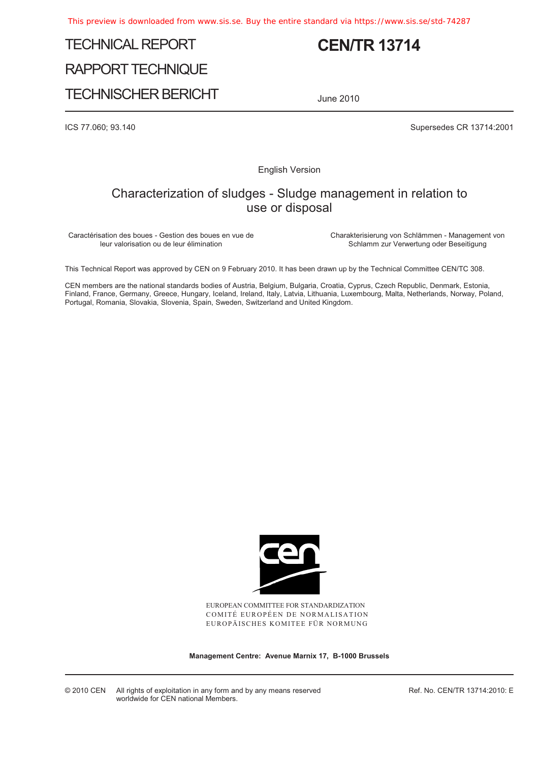# TECHNICAL REPORT

# RAPPORT TECHNIQUE

# TECHNISCHER BERICHT

**CEN/TR 13714**

June 2010

ICS 77.060; 93.140

Supersedes CR 13714:2001

English Version

## Characterization of sludges - Sludge management in relation to use or disposal

Caractérisation des boues - Gestion des boues en vue de leur valorisation ou de leur élimination

Charakterisierung von Schlämmen - Management von Schlamm zur Verwertung oder Beseitigung

This Technical Report was approved by CEN on 9 February 2010. It has been drawn up by the Technical Committee CEN/TC 308.

CEN members are the national standards bodies of Austria, Belgium, Bulgaria, Croatia, Cyprus, Czech Republic, Denmark, Estonia, Finland, France, Germany, Greece, Hungary, Iceland, Ireland, Italy, Latvia, Lithuania, Luxembourg, Malta, Netherlands, Norway, Poland, Portugal, Romania, Slovakia, Slovenia, Spain, Sweden, Switzerland and United Kingdom.

EUROPEAN COMMITTEE FOR STANDARDIZATION
COMITÉ EUROPÉEN DE NORMALISATION
EUROPÄISCHES KOMITEE FÜR NORMUNG

**Management Centre: Avenue Marnix 17, B-1000 Brussels**

© 2010 CEN All rights of exploitation in any form and by any means reserved worldwide for CEN national Members.

Ref. No. CEN/TR 13714:2010: E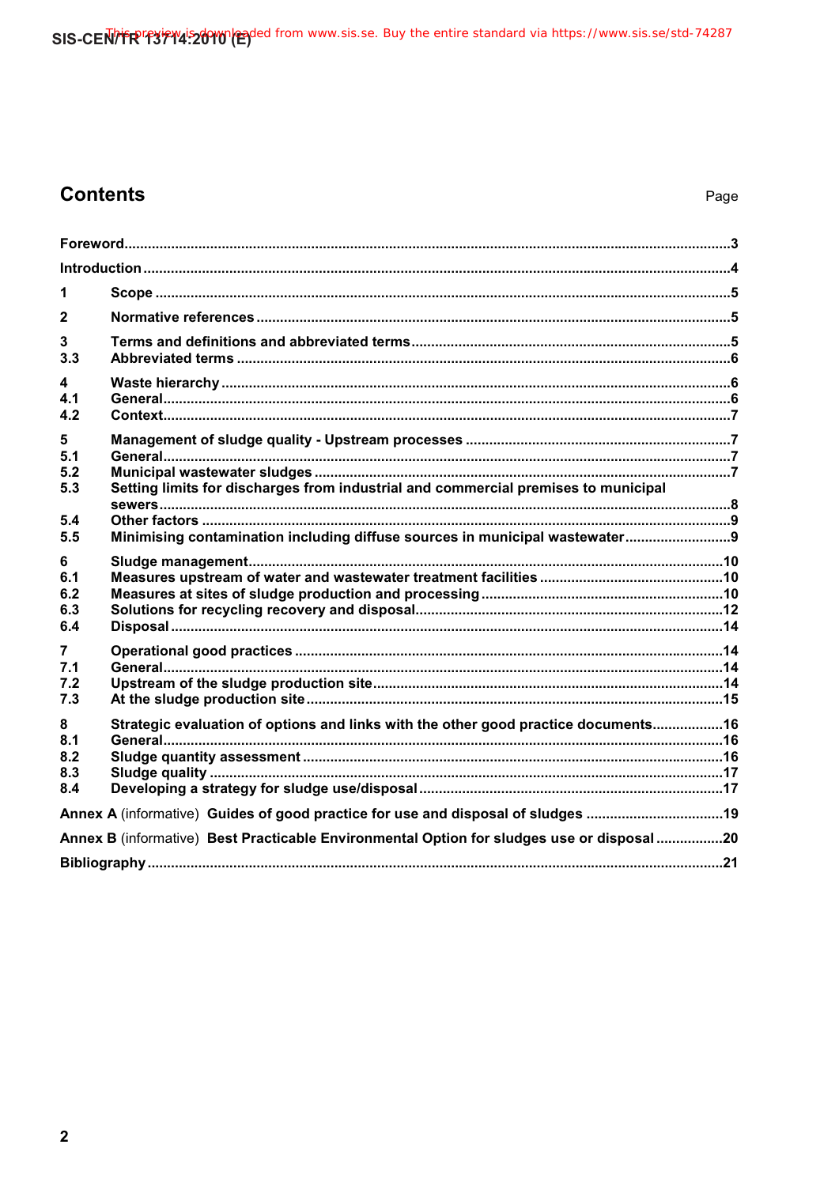# Contents

Page

Foreword ........................................................................................................................3

Introduction ....................................................................................................................4

1 Scope ..........................................................................................................................5

2 Normative references ..................................................................................................5

3 Terms and definitions and abbreviated terms ...............................................................5

3.3 Abbreviated terms .....................................................................................................6

4 Waste hierarchy ..........................................................................................................6

4.1 General ....................................................................................................................6

4.2 Context .....................................................................................................................7

5 Management of sludge quality - Upstream processes ....................................................7

5.1 General ....................................................................................................................7

5.2 Municipal wastewater sludges ...................................................................................7

5.3 Setting limits for discharges from industrial and commercial premises to municipal sewers ...........8

5.4 Other factors .............................................................................................................9

5.5 Minimising contamination including diffuse sources in municipal wastewater .............9

6 Sludge management ...................................................................................................10

6.1 Measures upstream of water and wastewater treatment facilities ................................10

6.2 Measures at sites of sludge production and processing ..............................................10

6.3 Solutions for recycling recovery and disposal ...........................................................12

6.4 Disposal ..................................................................................................................14

7 Operational good practices .........................................................................................14

7.1 General ....................................................................................................................14

7.2 Upstream of the sludge production site .....................................................................14

7.3 At the sludge production site ....................................................................................15

8 Strategic evaluation of options and links with the other good practice documents ........16

8.1 General ....................................................................................................................16

8.2 Sludge quantity assessment ......................................................................................16

8.3 Sludge quality ..........................................................................................................17

8.4 Developing a strategy for sludge use/disposal ...........................................................17

Annex A (informative) Guides of good practice for use and disposal of sludges ...............19

Annex B (informative) Best Practicable Environmental Option for sludges use or disposal .......20

Bibliography ..................................................................................................................21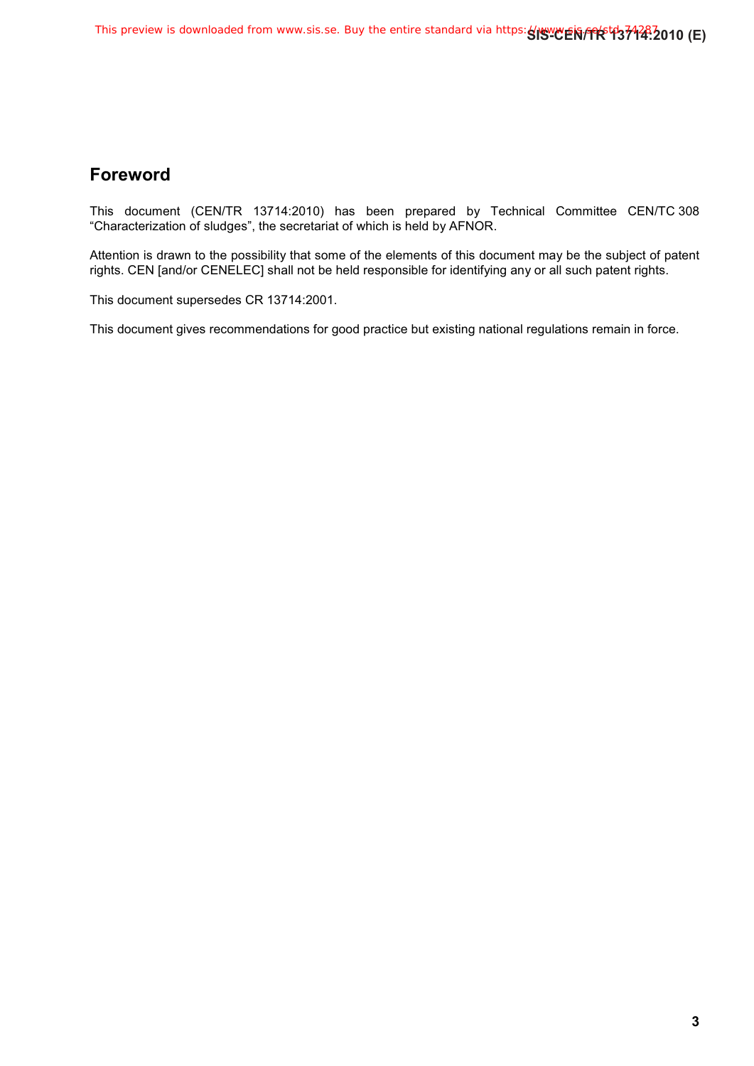## Foreword

This document (CEN/TR 13714:2010) has been prepared by Technical Committee CEN/TC 308 “Characterization of sludges”, the secretariat of which is held by AFNOR.

Attention is drawn to the possibility that some of the elements of this document may be the subject of patent rights. CEN [and/or CENELEC] shall not be held responsible for identifying any or all such patent rights.

This document supersedes CR 13714:2001.

This document gives recommendations for good practice but existing national regulations remain in force.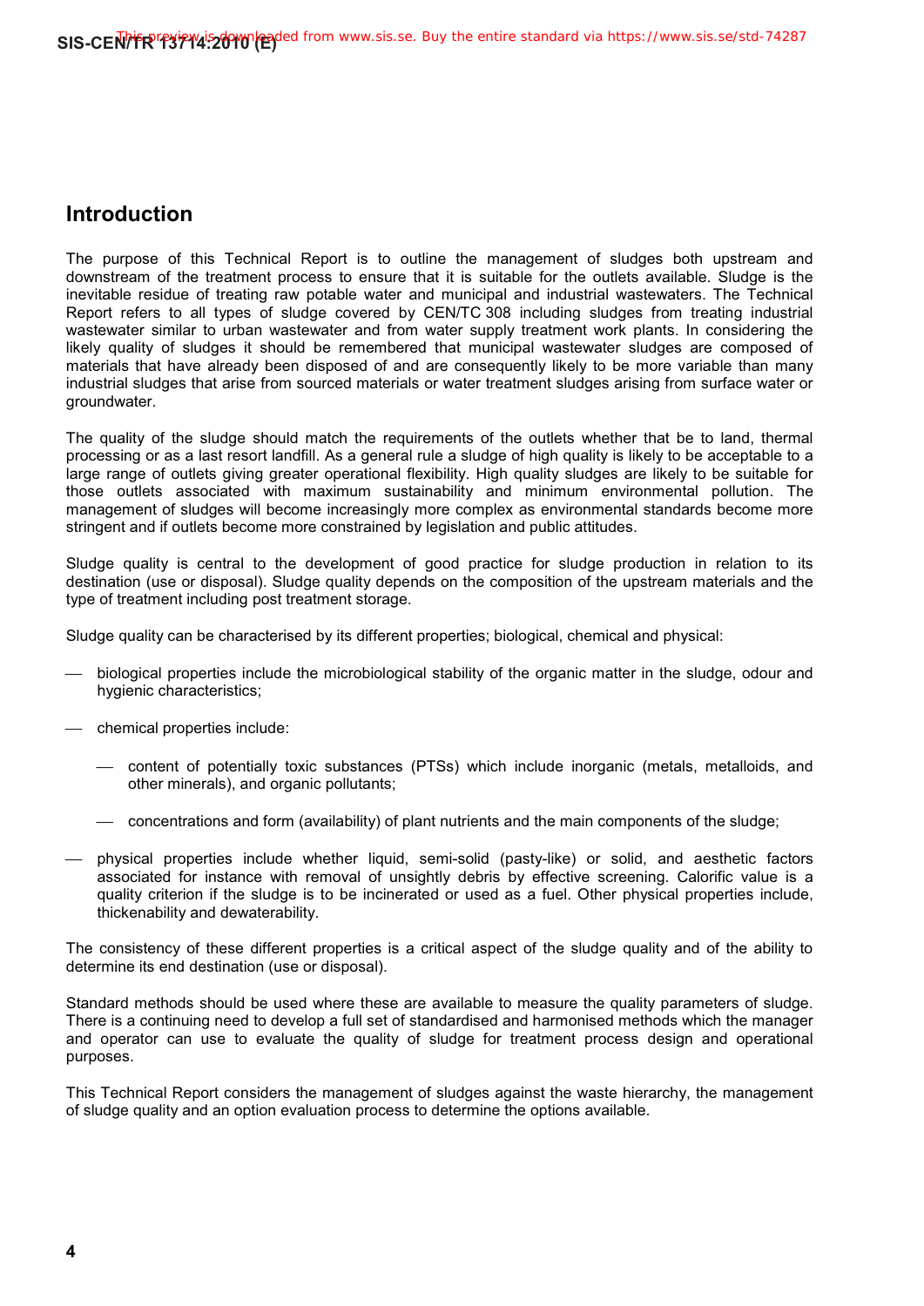## Introduction

The purpose of this Technical Report is to outline the management of sludges both upstream and downstream of the treatment process to ensure that it is suitable for the outlets available. Sludge is the inevitable residue of treating raw potable water and municipal and industrial wastewaters. The Technical Report refers to all types of sludge covered by CEN/TC 308 including sludges from treating industrial wastewater similar to urban wastewater and from water supply treatment work plants. In considering the likely quality of sludges it should be remembered that municipal wastewater sludges are composed of materials that have already been disposed of and are consequently likely to be more variable than many industrial sludges that arise from sourced materials or water treatment sludges arising from surface water or groundwater.

The quality of the sludge should match the requirements of the outlets whether that be to land, thermal processing or as a last resort landfill. As a general rule a sludge of high quality is likely to be acceptable to a large range of outlets giving greater operational flexibility. High quality sludges are likely to be suitable for those outlets associated with maximum sustainability and minimum environmental pollution. The management of sludges will become increasingly more complex as environmental standards become more stringent and if outlets become more constrained by legislation and public attitudes.

Sludge quality is central to the development of good practice for sludge production in relation to its destination (use or disposal). Sludge quality depends on the composition of the upstream materials and the type of treatment including post treatment storage.

Sludge quality can be characterised by its different properties; biological, chemical and physical:

- biological properties include the microbiological stability of the organic matter in the sludge, odour and hygienic characteristics;
- chemical properties include:
  - content of potentially toxic substances (PTSs) which include inorganic (metals, metalloids, and other minerals), and organic pollutants;
  - concentrations and form (availability) of plant nutrients and the main components of the sludge;
- physical properties include whether liquid, semi-solid (pasty-like) or solid, and aesthetic factors associated for instance with removal of unsightly debris by effective screening. Calorific value is a quality criterion if the sludge is to be incinerated or used as a fuel. Other physical properties include, thickenability and dewaterability.

The consistency of these different properties is a critical aspect of the sludge quality and of the ability to determine its end destination (use or disposal).

Standard methods should be used where these are available to measure the quality parameters of sludge. There is a continuing need to develop a full set of standardised and harmonised methods which the manager and operator can use to evaluate the quality of sludge for treatment process design and operational purposes.

This Technical Report considers the management of sludges against the waste hierarchy, the management of sludge quality and an option evaluation process to determine the options available.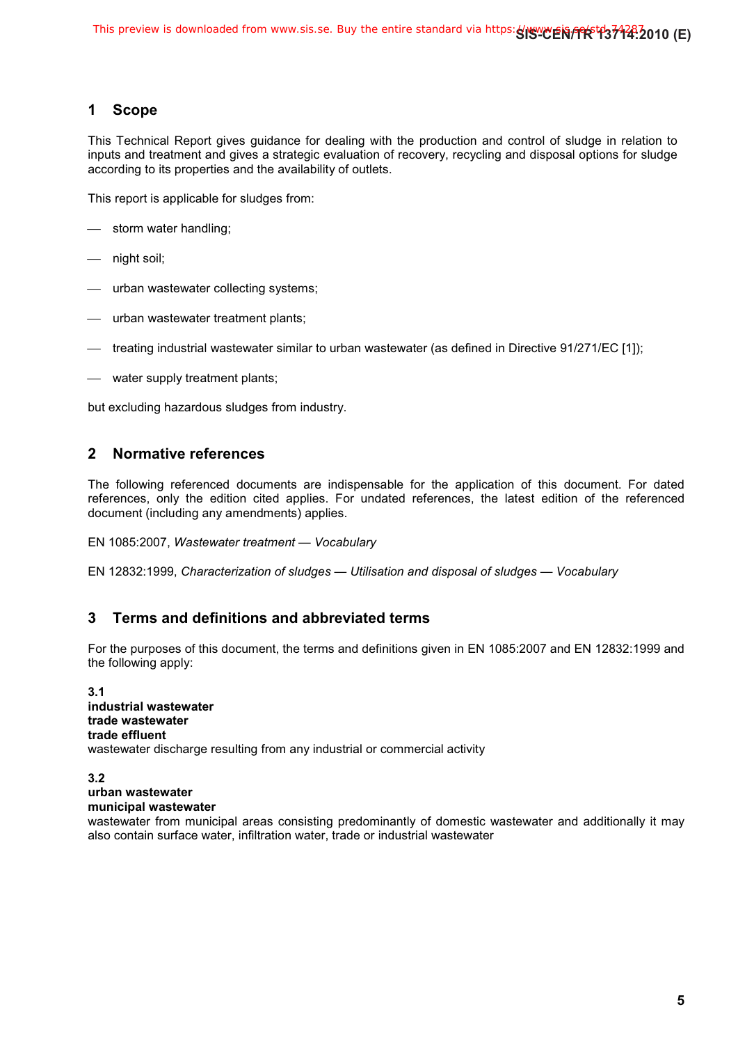## 1 Scope

This Technical Report gives guidance for dealing with the production and control of sludge in relation to inputs and treatment and gives a strategic evaluation of recovery, recycling and disposal options for sludge according to its properties and the availability of outlets.

This report is applicable for sludges from:

- storm water handling;
- night soil;
- urban wastewater collecting systems;
- urban wastewater treatment plants;
- treating industrial wastewater similar to urban wastewater (as defined in Directive 91/271/EC [1]);
- water supply treatment plants;

but excluding hazardous sludges from industry.

## 2 Normative references

The following referenced documents are indispensable for the application of this document. For dated references, only the edition cited applies. For undated references, the latest edition of the referenced document (including any amendments) applies.

EN 1085:2007, *Wastewater treatment — Vocabulary*

EN 12832:1999, *Characterization of sludges — Utilisation and disposal of sludges — Vocabulary*

## 3 Terms and definitions and abbreviated terms

For the purposes of this document, the terms and definitions given in EN 1085:2007 and EN 12832:1999 and the following apply:

**3.1**
**industrial wastewater**
**trade wastewater**
**trade effluent**
wastewater discharge resulting from any industrial or commercial activity

**3.2**
**urban wastewater**
**municipal wastewater**
wastewater from municipal areas consisting predominantly of domestic wastewater and additionally it may also contain surface water, infiltration water, trade or industrial wastewater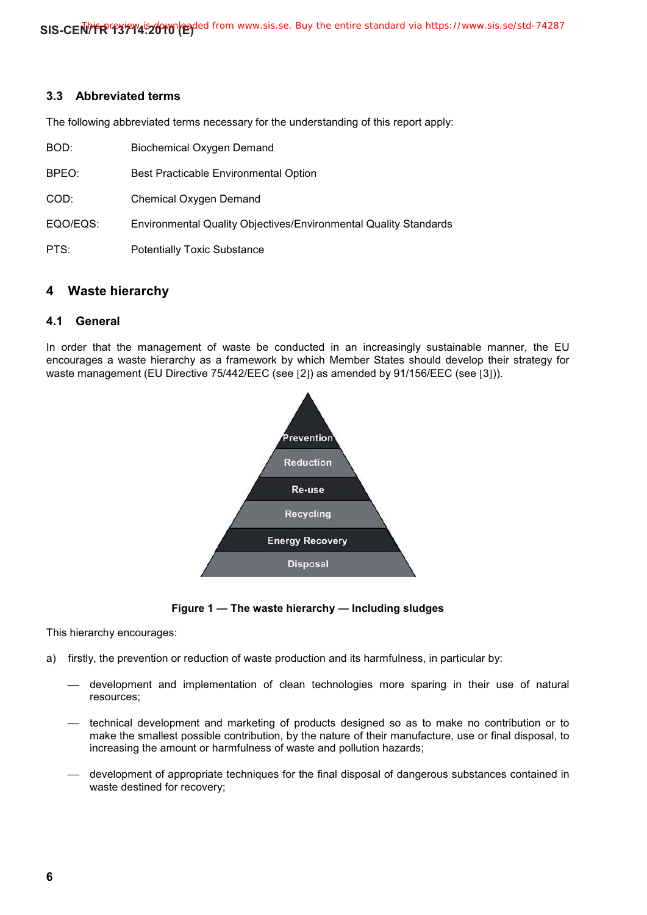### 3.3 Abbreviated terms

The following abbreviated terms necessary for the understanding of this report apply:

BOD: Biochemical Oxygen Demand

BPEO: Best Practicable Environmental Option

COD: Chemical Oxygen Demand

EQO/EQS: Environmental Quality Objectives/Environmental Quality Standards

PTS: Potentially Toxic Substance

## 4 Waste hierarchy

### 4.1 General

In order that the management of waste be conducted in an increasingly sustainable manner, the EU encourages a waste hierarchy as a framework by which Member States should develop their strategy for waste management (EU Directive 75/442/EEC (see [2]) as amended by 91/156/EEC (see [3])).

Prevention

Reduction

Re-use

Recycling

Energy Recovery

Disposal

**Figure 1 — The waste hierarchy — Including sludges**

This hierarchy encourages:

a) firstly, the prevention or reduction of waste production and its harmfulness, in particular by:

- development and implementation of clean technologies more sparing in their use of natural resources;
- technical development and marketing of products designed so as to make no contribution or to make the smallest possible contribution, by the nature of their manufacture, use or final disposal, to increasing the amount or harmfulness of waste and pollution hazards;
- development of appropriate techniques for the final disposal of dangerous substances contained in waste destined for recovery;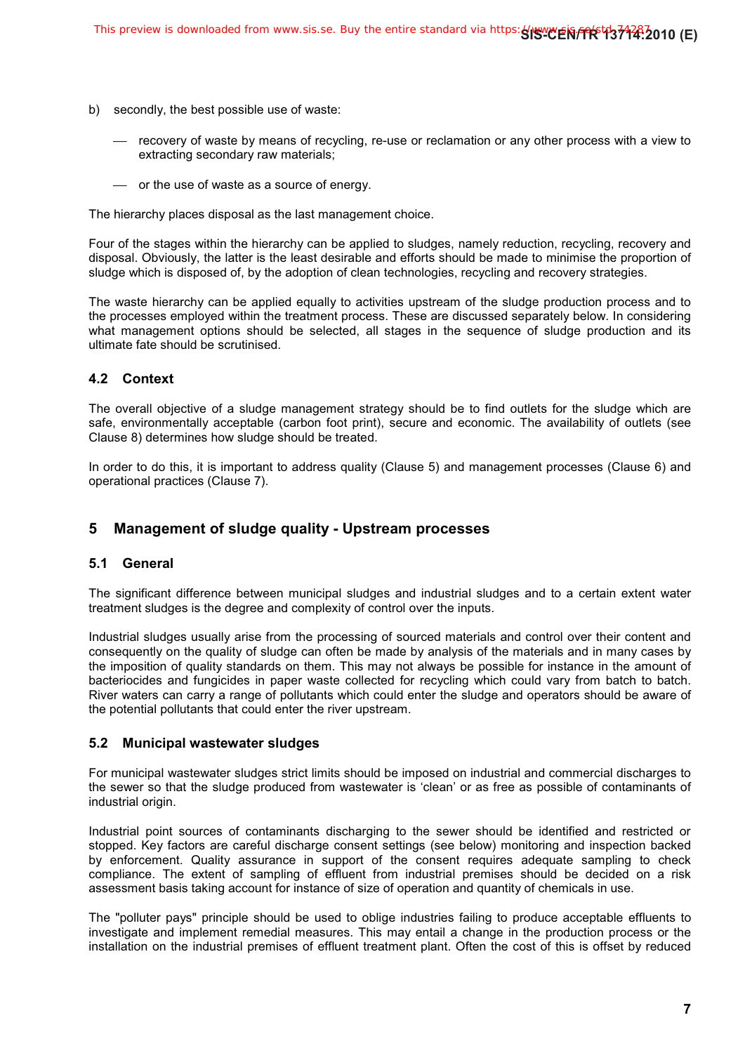b) secondly, the best possible use of waste:

- recovery of waste by means of recycling, re-use or reclamation or any other process with a view to extracting secondary raw materials;
- or the use of waste as a source of energy.

The hierarchy places disposal as the last management choice.

Four of the stages within the hierarchy can be applied to sludges, namely reduction, recycling, recovery and disposal. Obviously, the latter is the least desirable and efforts should be made to minimise the proportion of sludge which is disposed of, by the adoption of clean technologies, recycling and recovery strategies.

The waste hierarchy can be applied equally to activities upstream of the sludge production process and to the processes employed within the treatment process. These are discussed separately below. In considering what management options should be selected, all stages in the sequence of sludge production and its ultimate fate should be scrutinised.

### 4.2 Context

The overall objective of a sludge management strategy should be to find outlets for the sludge which are safe, environmentally acceptable (carbon foot print), secure and economic. The availability of outlets (see Clause 8) determines how sludge should be treated.

In order to do this, it is important to address quality (Clause 5) and management processes (Clause 6) and operational practices (Clause 7).

## 5 Management of sludge quality - Upstream processes

### 5.1 General

The significant difference between municipal sludges and industrial sludges and to a certain extent water treatment sludges is the degree and complexity of control over the inputs.

Industrial sludges usually arise from the processing of sourced materials and control over their content and consequently on the quality of sludge can often be made by analysis of the materials and in many cases by the imposition of quality standards on them. This may not always be possible for instance in the amount of bacteriocides and fungicides in paper waste collected for recycling which could vary from batch to batch. River waters can carry a range of pollutants which could enter the sludge and operators should be aware of the potential pollutants that could enter the river upstream.

### 5.2 Municipal wastewater sludges

For municipal wastewater sludges strict limits should be imposed on industrial and commercial discharges to the sewer so that the sludge produced from wastewater is 'clean' or as free as possible of contaminants of industrial origin.

Industrial point sources of contaminants discharging to the sewer should be identified and restricted or stopped. Key factors are careful discharge consent settings (see below) monitoring and inspection backed by enforcement. Quality assurance in support of the consent requires adequate sampling to check compliance. The extent of sampling of effluent from industrial premises should be decided on a risk assessment basis taking account for instance of size of operation and quantity of chemicals in use.

The "polluter pays" principle should be used to oblige industries failing to produce acceptable effluents to investigate and implement remedial measures. This may entail a change in the production process or the installation on the industrial premises of effluent treatment plant. Often the cost of this is offset by reduced